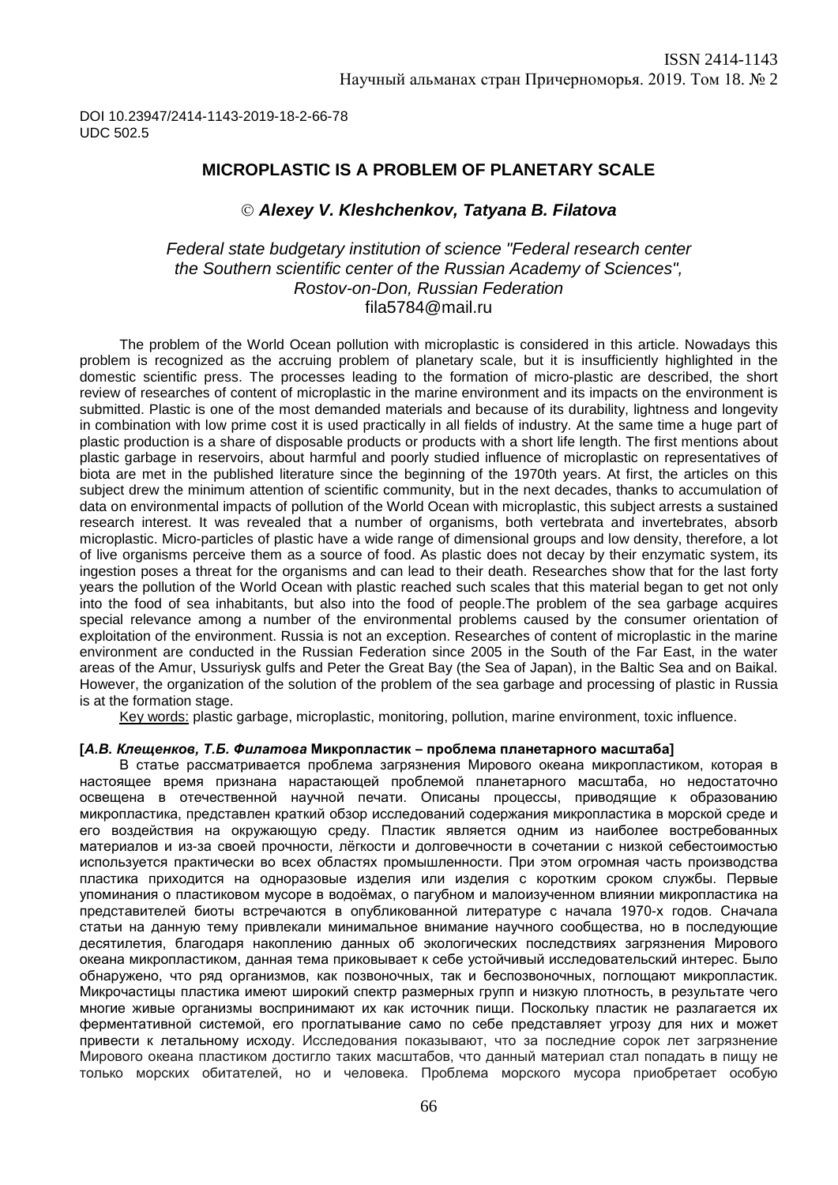DOI 10.23947/2414-1143-2019-18-2-66-78
UDC 502.5

## MICROPLASTIC IS A PROBLEM OF PLANETARY SCALE

© ***Alexey V. Kleshchenkov, Tatyana B. Filatova***

*Federal state budgetary institution of science "Federal research center the Southern scientific center of the Russian Academy of Sciences", Rostov-on-Don, Russian Federation*
fila5784@mail.ru

The problem of the World Ocean pollution with microplastic is considered in this article. Nowadays this problem is recognized as the accruing problem of planetary scale, but it is insufficiently highlighted in the domestic scientific press. The processes leading to the formation of micro-plastic are described, the short review of researches of content of microplastic in the marine environment and its impacts on the environment is submitted. Plastic is one of the most demanded materials and because of its durability, lightness and longevity in combination with low prime cost it is used practically in all fields of industry. At the same time a huge part of plastic production is a share of disposable products or products with a short life length. The first mentions about plastic garbage in reservoirs, about harmful and poorly studied influence of microplastic on representatives of biota are met in the published literature since the beginning of the 1970th years. At first, the articles on this subject drew the minimum attention of scientific community, but in the next decades, thanks to accumulation of data on environmental impacts of pollution of the World Ocean with microplastic, this subject arrests a sustained research interest. It was revealed that a number of organisms, both vertebrata and invertebrates, absorb microplastic. Micro-particles of plastic have a wide range of dimensional groups and low density, therefore, a lot of live organisms perceive them as a source of food. As plastic does not decay by their enzymatic system, its ingestion poses a threat for the organisms and can lead to their death. Researches show that for the last forty years the pollution of the World Ocean with plastic reached such scales that this material began to get not only into the food of sea inhabitants, but also into the food of people.The problem of the sea garbage acquires special relevance among a number of the environmental problems caused by the consumer orientation of exploitation of the environment. Russia is not an exception. Researches of content of microplastic in the marine environment are conducted in the Russian Federation since 2005 in the South of the Far East, in the water areas of the Amur, Ussuriysk gulfs and Peter the Great Bay (the Sea of Japan), in the Baltic Sea and on Baikal. However, the organization of the solution of the problem of the sea garbage and processing of plastic in Russia is at the formation stage.

Key words: plastic garbage, microplastic, monitoring, pollution, marine environment, toxic influence.

**[*А.В. Клещенков, Т.Б. Филатова* Микропластик – проблема планетарного масштаба]**

В статье рассматривается проблема загрязнения Мирового океана микропластиком, которая в настоящее время признана нарастающей проблемой планетарного масштаба, но недостаточно освещена в отечественной научной печати. Описаны процессы, приводящие к образованию микропластика, представлен краткий обзор исследований содержания микропластика в морской среде и его воздействия на окружающую среду. Пластик является одним из наиболее востребованных материалов и из-за своей прочности, лёгкости и долговечности в сочетании с низкой себестоимостью используется практически во всех областях промышленности. При этом огромная часть производства пластика приходится на одноразовые изделия или изделия с коротким сроком службы. Первые упоминания о пластиковом мусоре в водоёмах, о пагубном и малоизученном влиянии микропластика на представителей биоты встречаются в опубликованной литературе с начала 1970-х годов. Сначала статьи на данную тему привлекали минимальное внимание научного сообщества, но в последующие десятилетия, благодаря накоплению данных об экологических последствиях загрязнения Мирового океана микропластиком, данная тема приковывает к себе устойчивый исследовательский интерес. Было обнаружено, что ряд организмов, как позвоночных, так и беспозвоночных, поглощают микропластик. Микрочастицы пластика имеют широкий спектр размерных групп и низкую плотность, в результате чего многие живые организмы воспринимают их как источник пищи. Поскольку пластик не разлагается их ферментативной системой, его проглатывание само по себе представляет угрозу для них и может привести к летальному исходу. Исследования показывают, что за последние сорок лет загрязнение Мирового океана пластиком достигло таких масштабов, что данный материал стал попадать в пищу не только морских обитателей, но и человека. Проблема морского мусора приобретает особую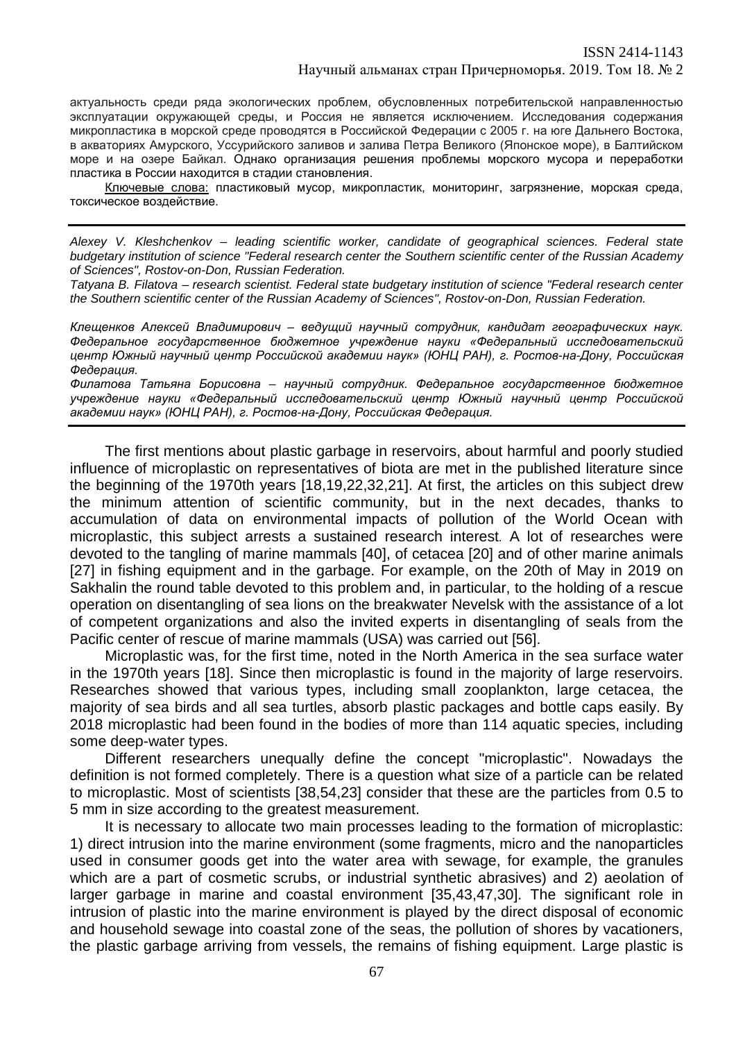актуальность среди ряда экологических проблем, обусловленных потребительской направленностью эксплуатации окружающей среды, и Россия не является исключением. Исследования содержания микропластика в морской среде проводятся в Российской Федерации с 2005 г. на юге Дальнего Востока, в акваториях Амурского, Уссурийского заливов и залива Петра Великого (Японское море), в Балтийском море и на озере Байкал. Однако организация решения проблемы морского мусора и переработки пластика в России находится в стадии становления.

Ключевые слова: пластиковый мусор, микропластик, мониторинг, загрязнение, морская среда, токсическое воздействие.

---

*Alexey V. Kleshchenkov – leading scientific worker, candidate of geographical sciences. Federal state budgetary institution of science "Federal research center the Southern scientific center of the Russian Academy of Sciences", Rostov-on-Don, Russian Federation.*

*Tatyana B. Filatova – research scientist. Federal state budgetary institution of science "Federal research center the Southern scientific center of the Russian Academy of Sciences", Rostov-on-Don, Russian Federation.*

*Клещенков Алексей Владимирович – ведущий научный сотрудник, кандидат географических наук. Федеральное государственное бюджетное учреждение науки «Федеральный исследовательский центр Южный научный центр Российской академии наук» (ЮНЦ РАН), г. Ростов-на-Дону, Российская Федерация.*

*Филатова Татьяна Борисовна – научный сотрудник. Федеральное государственное бюджетное учреждение науки «Федеральный исследовательский центр Южный научный центр Российской академии наук» (ЮНЦ РАН), г. Ростов-на-Дону, Российская Федерация.*

---

The first mentions about plastic garbage in reservoirs, about harmful and poorly studied influence of microplastic on representatives of biota are met in the published literature since the beginning of the 1970th years [18,19,22,32,21]. At first, the articles on this subject drew the minimum attention of scientific community, but in the next decades, thanks to accumulation of data on environmental impacts of pollution of the World Ocean with microplastic, this subject arrests a sustained research interest. A lot of researches were devoted to the tangling of marine mammals [40], of cetacea [20] and of other marine animals [27] in fishing equipment and in the garbage. For example, on the 20th of May in 2019 on Sakhalin the round table devoted to this problem and, in particular, to the holding of a rescue operation on disentangling of sea lions on the breakwater Nevelsk with the assistance of a lot of competent organizations and also the invited experts in disentangling of seals from the Pacific center of rescue of marine mammals (USA) was carried out [56].

Microplastic was, for the first time, noted in the North America in the sea surface water in the 1970th years [18]. Since then microplastic is found in the majority of large reservoirs. Researches showed that various types, including small zooplankton, large cetacea, the majority of sea birds and all sea turtles, absorb plastic packages and bottle caps easily. By 2018 microplastic had been found in the bodies of more than 114 aquatic species, including some deep-water types.

Different researchers unequally define the concept "microplastic". Nowadays the definition is not formed completely. There is a question what size of a particle can be related to microplastic. Most of scientists [38,54,23] consider that these are the particles from 0.5 to 5 mm in size according to the greatest measurement.

It is necessary to allocate two main processes leading to the formation of microplastic: 1) direct intrusion into the marine environment (some fragments, micro and the nanoparticles used in consumer goods get into the water area with sewage, for example, the granules which are a part of cosmetic scrubs, or industrial synthetic abrasives) and 2) aeolation of larger garbage in marine and coastal environment [35,43,47,30]. The significant role in intrusion of plastic into the marine environment is played by the direct disposal of economic and household sewage into coastal zone of the seas, the pollution of shores by vacationers, the plastic garbage arriving from vessels, the remains of fishing equipment. Large plastic is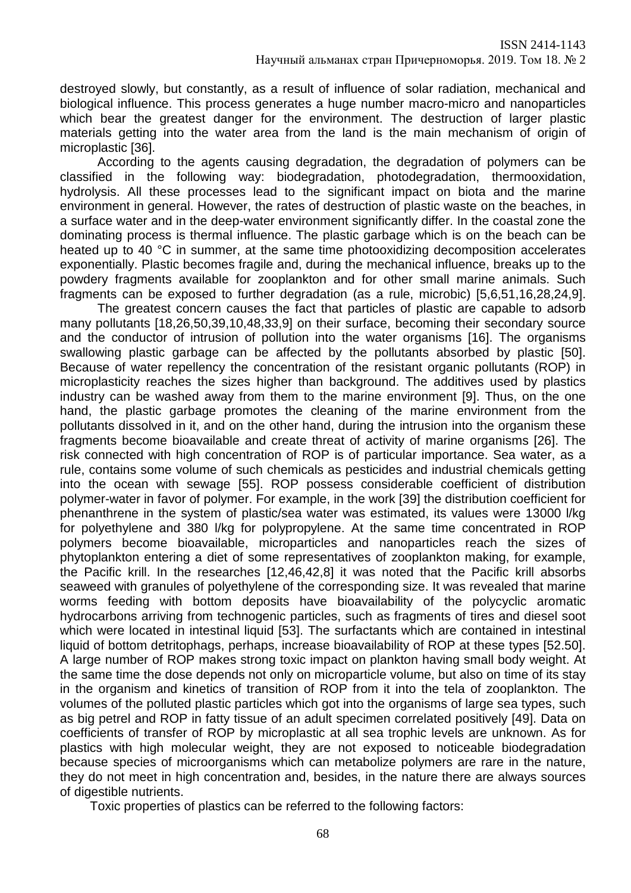destroyed slowly, but constantly, as a result of influence of solar radiation, mechanical and biological influence. This process generates a huge number macro-micro and nanoparticles which bear the greatest danger for the environment. The destruction of larger plastic materials getting into the water area from the land is the main mechanism of origin of microplastic [36].

According to the agents causing degradation, the degradation of polymers can be classified in the following way: biodegradation, photodegradation, thermooxidation, hydrolysis. All these processes lead to the significant impact on biota and the marine environment in general. However, the rates of destruction of plastic waste on the beaches, in a surface water and in the deep-water environment significantly differ. In the coastal zone the dominating process is thermal influence. The plastic garbage which is on the beach can be heated up to 40 °C in summer, at the same time photooxidizing decomposition accelerates exponentially. Plastic becomes fragile and, during the mechanical influence, breaks up to the powdery fragments available for zooplankton and for other small marine animals. Such fragments can be exposed to further degradation (as a rule, microbic) [5,6,51,16,28,24,9].

The greatest concern causes the fact that particles of plastic are capable to adsorb many pollutants [18,26,50,39,10,48,33,9] on their surface, becoming their secondary source and the conductor of intrusion of pollution into the water organisms [16]. The organisms swallowing plastic garbage can be affected by the pollutants absorbed by plastic [50]. Because of water repellency the concentration of the resistant organic pollutants (ROP) in microplasticity reaches the sizes higher than background. The additives used by plastics industry can be washed away from them to the marine environment [9]. Thus, on the one hand, the plastic garbage promotes the cleaning of the marine environment from the pollutants dissolved in it, and on the other hand, during the intrusion into the organism these fragments become bioavailable and create threat of activity of marine organisms [26]. The risk connected with high concentration of ROP is of particular importance. Sea water, as a rule, contains some volume of such chemicals as pesticides and industrial chemicals getting into the ocean with sewage [55]. ROP possess considerable coefficient of distribution polymer-water in favor of polymer. For example, in the work [39] the distribution coefficient for phenanthrene in the system of plastic/sea water was estimated, its values were 13000 l/kg for polyethylene and 380 l/kg for polypropylene. At the same time concentrated in ROP polymers become bioavailable, microparticles and nanoparticles reach the sizes of phytoplankton entering a diet of some representatives of zooplankton making, for example, the Pacific krill. In the researches [12,46,42,8] it was noted that the Pacific krill absorbs seaweed with granules of polyethylene of the corresponding size. It was revealed that marine worms feeding with bottom deposits have bioavailability of the polycyclic aromatic hydrocarbons arriving from technogenic particles, such as fragments of tires and diesel soot which were located in intestinal liquid [53]. The surfactants which are contained in intestinal liquid of bottom detritophags, perhaps, increase bioavailability of ROP at these types [52.50]. A large number of ROP makes strong toxic impact on plankton having small body weight. At the same time the dose depends not only on microparticle volume, but also on time of its stay in the organism and kinetics of transition of ROP from it into the tela of zooplankton. The volumes of the polluted plastic particles which got into the organisms of large sea types, such as big petrel and ROP in fatty tissue of an adult specimen correlated positively [49]. Data on coefficients of transfer of ROP by microplastic at all sea trophic levels are unknown. As for plastics with high molecular weight, they are not exposed to noticeable biodegradation because species of microorganisms which can metabolize polymers are rare in the nature, they do not meet in high concentration and, besides, in the nature there are always sources of digestible nutrients.

Toxic properties of plastics can be referred to the following factors: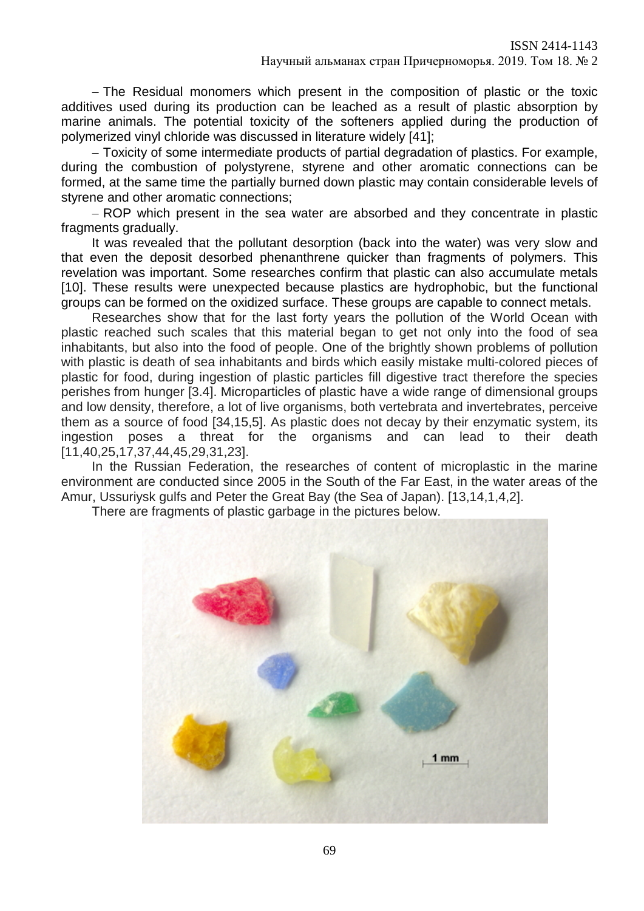– The Residual monomers which present in the composition of plastic or the toxic additives used during its production can be leached as a result of plastic absorption by marine animals. The potential toxicity of the softeners applied during the production of polymerized vinyl chloride was discussed in literature widely [41];

– Toxicity of some intermediate products of partial degradation of plastics. For example, during the combustion of polystyrene, styrene and other aromatic connections can be formed, at the same time the partially burned down plastic may contain considerable levels of styrene and other aromatic connections;

– ROP which present in the sea water are absorbed and they concentrate in plastic fragments gradually.

It was revealed that the pollutant desorption (back into the water) was very slow and that even the deposit desorbed phenanthrene quicker than fragments of polymers. This revelation was important. Some researches confirm that plastic can also accumulate metals [10]. These results were unexpected because plastics are hydrophobic, but the functional groups can be formed on the oxidized surface. These groups are capable to connect metals.

Researches show that for the last forty years the pollution of the World Ocean with plastic reached such scales that this material began to get not only into the food of sea inhabitants, but also into the food of people. One of the brightly shown problems of pollution with plastic is death of sea inhabitants and birds which easily mistake multi-colored pieces of plastic for food, during ingestion of plastic particles fill digestive tract therefore the species perishes from hunger [3.4]. Microparticles of plastic have a wide range of dimensional groups and low density, therefore, a lot of live organisms, both vertebrata and invertebrates, perceive them as a source of food [34,15,5]. As plastic does not decay by their enzymatic system, its ingestion poses a threat for the organisms and can lead to their death [11,40,25,17,37,44,45,29,31,23].

In the Russian Federation, the researches of content of microplastic in the marine environment are conducted since 2005 in the South of the Far East, in the water areas of the Amur, Ussuriysk gulfs and Peter the Great Bay (the Sea of Japan). [13,14,1,4,2].

There are fragments of plastic garbage in the pictures below.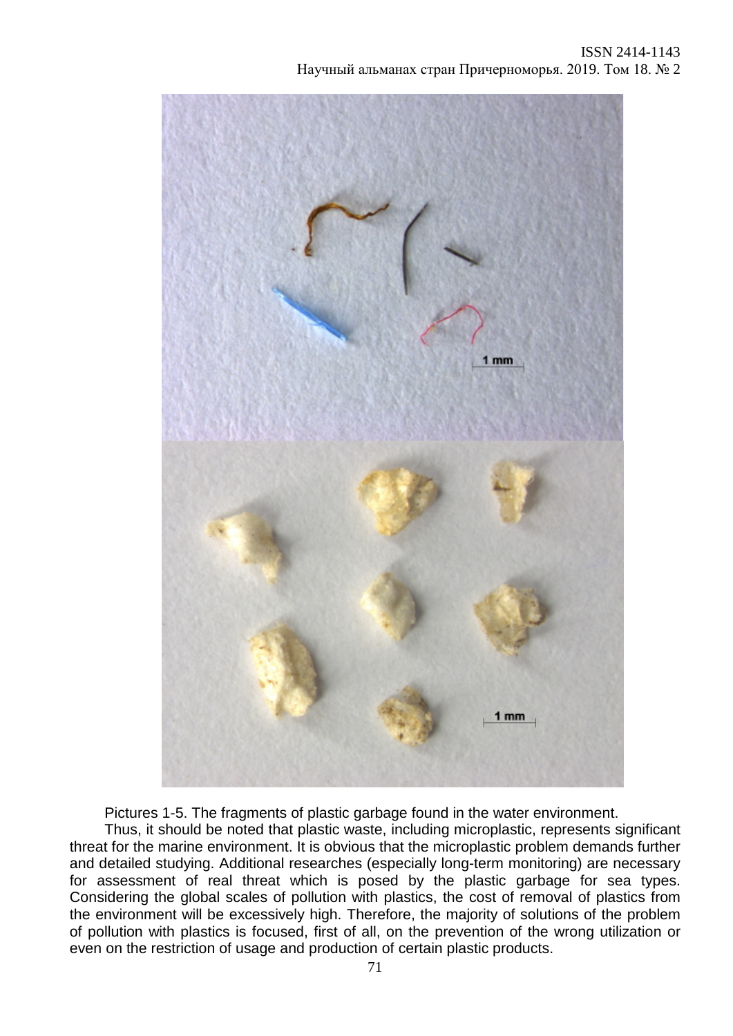Pictures 1-5. The fragments of plastic garbage found in the water environment.

Thus, it should be noted that plastic waste, including microplastic, represents significant threat for the marine environment. It is obvious that the microplastic problem demands further and detailed studying. Additional researches (especially long-term monitoring) are necessary for assessment of real threat which is posed by the plastic garbage for sea types. Considering the global scales of pollution with plastics, the cost of removal of plastics from the environment will be excessively high. Therefore, the majority of solutions of the problem of pollution with plastics is focused, first of all, on the prevention of the wrong utilization or even on the restriction of usage and production of certain plastic products.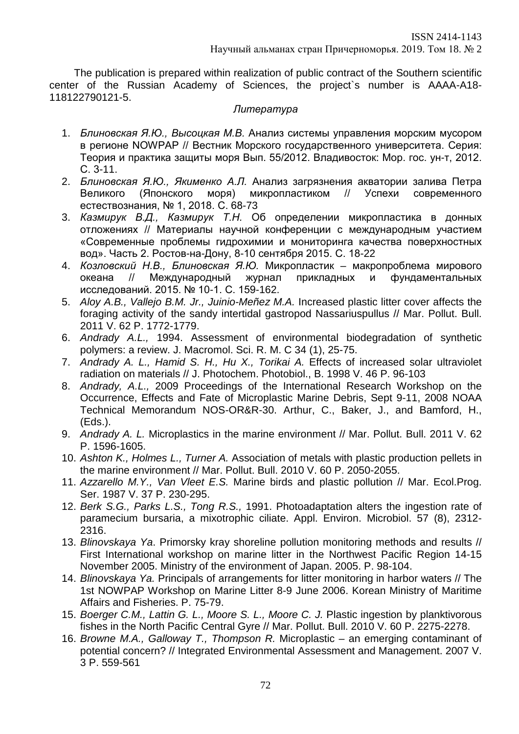The publication is prepared within realization of public contract of the Southern scientific center of the Russian Academy of Sciences, the project`s number is АААА-А18-118122790121-5.

*Литература*

1. *Блиновская Я.Ю., Высоцкая М.В.* Анализ системы управления морским мусором в регионе NOWPAP // Вестник Морского государственного университета. Серия: Теория и практика защиты моря Вып. 55/2012. Владивосток: Мор. гос. ун-т, 2012. С. 3-11.
2. *Блиновская Я.Ю., Якименко А.Л.* Анализ загрязнения акватории залива Петра Великого (Японского моря) микропластиком // Успехи современного естествознания, № 1, 2018. С. 68-73
3. *Казмирук В.Д., Казмирук Т.Н.* Об определении микропластика в донных отложениях // Материалы научной конференции с международным участием «Современные проблемы гидрохимии и мониторинга качества поверхностных вод». Часть 2. Ростов-на-Дону, 8-10 сентября 2015. С. 18-22
4. *Козловский Н.В., Блиновская Я.Ю.* Микропластик – макропроблема мирового океана // Международный журнал прикладных и фундаментальных исследований. 2015. № 10-1. С. 159-162.
5. *Aloy A.B., Vallejo B.M. Jr., Juinio-Meñez M.A.* Increased plastic litter cover affects the foraging activity of the sandy intertidal gastropod Nassariuspullus // Mar. Pollut. Bull. 2011 V. 62 P. 1772-1779.
6. *Andrady A.L.,* 1994. Assessment of environmental biodegradation of synthetic polymers: a review. J. Macromol. Sci. R. M. C 34 (1), 25-75.
7. *Andrady A. L., Hamid S. H., Hu X., Torikai A.* Effects of increased solar ultraviolet radiation on materials // J. Photochem. Photobiol., B. 1998 V. 46 P. 96-103
8. *Andrady, A.L.,* 2009 Proceedings of the International Research Workshop on the Occurrence, Effects and Fate of Microplastic Marine Debris, Sept 9-11, 2008 NOAA Technical Memorandum NOS-OR&R-30. Arthur, C., Baker, J., and Bamford, H., (Eds.).
9. *Andrady A. L.* Microplastics in the marine environment // Mar. Pollut. Bull. 2011 V. 62 P. 1596-1605.
10. *Ashton K., Holmes L., Turner A.* Association of metals with plastic production pellets in the marine environment // Mar. Pollut. Bull. 2010 V. 60 P. 2050-2055.
11. *Azzarello M.Y., Van Vleet E.S.* Marine birds and plastic pollution // Mar. Ecol.Prog. Ser. 1987 V. 37 P. 230-295.
12. *Berk S.G., Parks L.S., Tong R.S.,* 1991. Photoadaptation alters the ingestion rate of paramecium bursaria, a mixotrophic ciliate. Appl. Environ. Microbiol. 57 (8), 2312-2316.
13. *Blinovskaya Ya*. Primorsky kray shoreline pollution monitoring methods and results // First International workshop on marine litter in the Northwest Pacific Region 14-15 November 2005. Ministry of the environment of Japan. 2005. P. 98-104.
14. *Blinovskaya Ya.* Principals of arrangements for litter monitoring in harbor waters // The 1st NOWPAP Workshop on Marine Litter 8-9 June 2006. Korean Ministry of Maritime Affairs and Fisheries. P. 75-79.
15. *Boerger C.M., Lattin G. L., Moore S. L., Moore C. J.* Plastic ingestion by planktivorous fishes in the North Pacific Central Gyre // Mar. Pollut. Bull. 2010 V. 60 P. 2275-2278.
16. *Browne M.A., Galloway T., Thompson R.* Microplastic – an emerging contaminant of potential concern? // Integrated Environmental Assessment and Management. 2007 V. 3 P. 559-561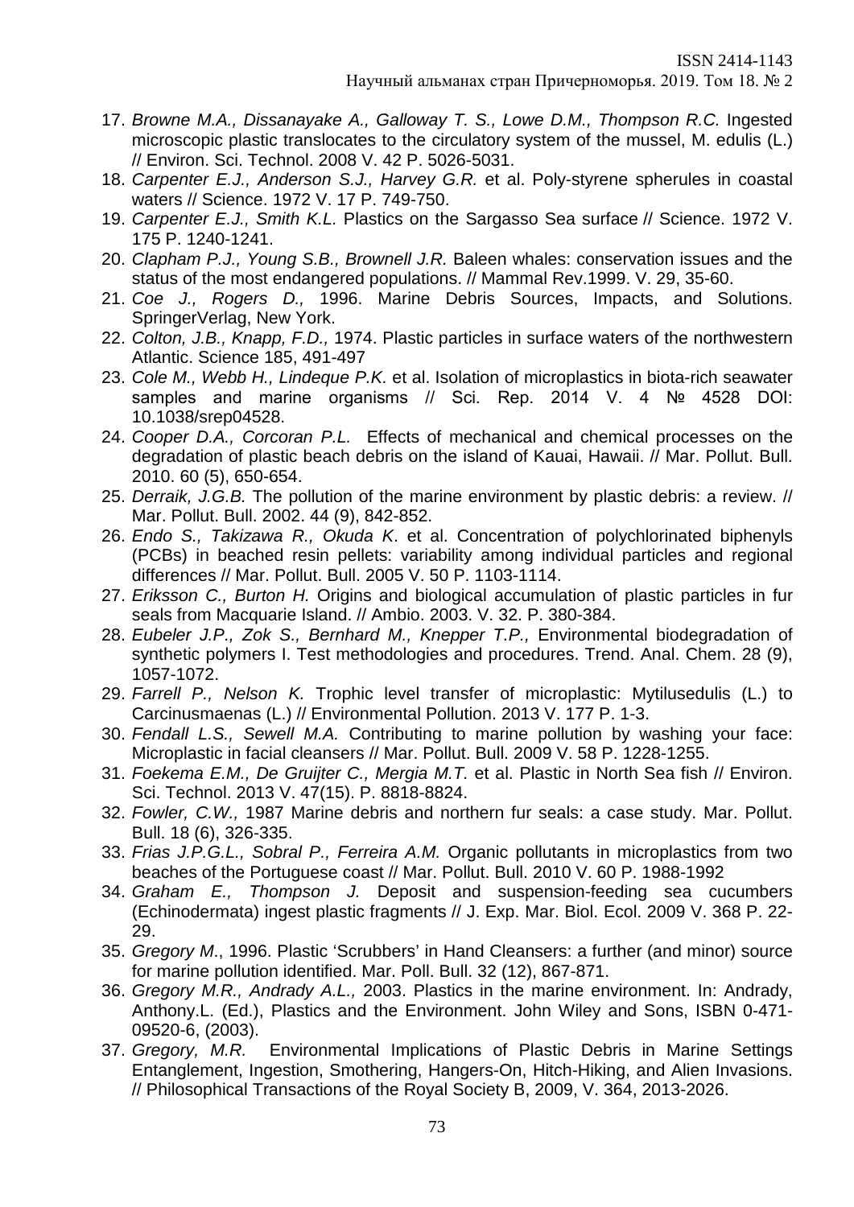17. *Browne M.A., Dissanayake A., Galloway T. S., Lowe D.M., Thompson R.C.* Ingested microscopic plastic translocates to the circulatory system of the mussel, M. edulis (L.) // Environ. Sci. Technol. 2008 V. 42 P. 5026-5031.
18. *Carpenter E.J., Anderson S.J., Harvey G.R.* et al. Poly-styrene spherules in coastal waters // Science. 1972 V. 17 P. 749-750.
19. *Carpenter E.J., Smith K.L.* Plastics on the Sargasso Sea surface // Science. 1972 V. 175 P. 1240-1241.
20. *Clapham P.J., Young S.B., Brownell J.R.* Baleen whales: conservation issues and the status of the most endangered populations. // Mammal Rev.1999. V. 29, 35-60.
21. *Coe J., Rogers D.,* 1996. Marine Debris Sources, Impacts, and Solutions. SpringerVerlag, New York.
22. *Colton, J.B., Knapp, F.D.,* 1974. Plastic particles in surface waters of the northwestern Atlantic. Science 185, 491-497
23. *Cole M., Webb H., Lindeque P.K.* et al. Isolation of microplastics in biota-rich seawater samples and marine organisms // Sci. Rep. 2014 V. 4 № 4528 DOI: 10.1038/srep04528.
24. *Cooper D.A., Corcoran P.L.* Effects of mechanical and chemical processes on the degradation of plastic beach debris on the island of Kauai, Hawaii. // Mar. Pollut. Bull. 2010. 60 (5), 650-654.
25. *Derraik, J.G.B.* The pollution of the marine environment by plastic debris: a review. // Mar. Pollut. Bull. 2002. 44 (9), 842-852.
26. *Endo S., Takizawa R., Okuda K*. et al. Concentration of polychlorinated biphenyls (PCBs) in beached resin pellets: variability among individual particles and regional differences // Mar. Pollut. Bull. 2005 V. 50 P. 1103-1114.
27. *Eriksson C., Burton H.* Origins and biological accumulation of plastic particles in fur seals from Macquarie Island. // Ambio. 2003. V. 32. P. 380-384.
28. *Eubeler J.P., Zok S., Bernhard M., Knepper T.P.,* Environmental biodegradation of synthetic polymers I. Test methodologies and procedures. Trend. Anal. Chem. 28 (9), 1057-1072.
29. *Farrell P., Nelson K.* Trophic level transfer of microplastic: Mytilusedulis (L.) to Carcinusmaenas (L.) // Environmental Pollution. 2013 V. 177 P. 1-3.
30. *Fendall L.S., Sewell M.A.* Contributing to marine pollution by washing your face: Microplastic in facial cleansers // Mar. Pollut. Bull. 2009 V. 58 P. 1228-1255.
31. *Foekema E.M., De Gruijter C., Mergia M.T.* et al. Plastic in North Sea fish // Environ. Sci. Technol. 2013 V. 47(15). P. 8818-8824.
32. *Fowler, C.W.,* 1987 Marine debris and northern fur seals: a case study. Mar. Pollut. Bull. 18 (6), 326-335.
33. *Frias J.P.G.L., Sobral P., Ferreira A.M.* Organic pollutants in microplastics from two beaches of the Portuguese coast // Mar. Pollut. Bull. 2010 V. 60 P. 1988-1992
34. *Graham E., Thompson J.* Deposit and suspension-feeding sea cucumbers (Echinodermata) ingest plastic fragments // J. Exp. Mar. Biol. Ecol. 2009 V. 368 P. 22-29.
35. *Gregory M*., 1996. Plastic 'Scrubbers' in Hand Cleansers: a further (and minor) source for marine pollution identified. Mar. Poll. Bull. 32 (12), 867-871.
36. *Gregory M.R., Andrady A.L.,* 2003. Plastics in the marine environment. In: Andrady, Anthony.L. (Ed.), Plastics and the Environment. John Wiley and Sons, ISBN 0-471-09520-6, (2003).
37. *Gregory, M.R.* Environmental Implications of Plastic Debris in Marine Settings Entanglement, Ingestion, Smothering, Hangers-On, Hitch-Hiking, and Alien Invasions. // Philosophical Transactions of the Royal Society B, 2009, V. 364, 2013-2026.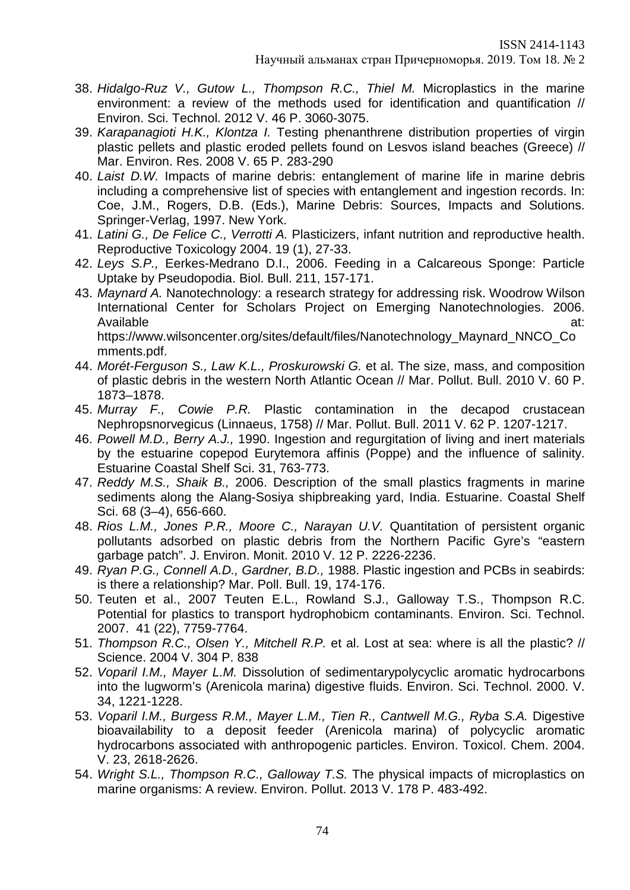38. *Hidalgo-Ruz V., Gutow L., Thompson R.C., Thiel M.* Microplastics in the marine environment: a review of the methods used for identification and quantification // Environ. Sci. Technol. 2012 V. 46 P. 3060-3075.
39. *Karapanagioti H.K., Klontza I.* Testing phenanthrene distribution properties of virgin plastic pellets and plastic eroded pellets found on Lesvos island beaches (Greece) // Mar. Environ. Res. 2008 V. 65 P. 283-290
40. *Laist D.W.* Impacts of marine debris: entanglement of marine life in marine debris including a comprehensive list of species with entanglement and ingestion records. In: Coe, J.M., Rogers, D.B. (Eds.), Marine Debris: Sources, Impacts and Solutions. Springer-Verlag, 1997. New York.
41. *Latini G., De Felice C., Verrotti A.* Plasticizers, infant nutrition and reproductive health. Reproductive Toxicology 2004. 19 (1), 27-33.
42. *Leys S.P.,* Eerkes-Medrano D.I., 2006. Feeding in a Calcareous Sponge: Particle Uptake by Pseudopodia. Biol. Bull. 211, 157-171.
43. *Maynard A.* Nanotechnology: a research strategy for addressing risk. Woodrow Wilson International Center for Scholars Project on Emerging Nanotechnologies. 2006. Available at: https://www.wilsoncenter.org/sites/default/files/Nanotechnology_Maynard_NNCO_Comments.pdf.
44. *Morét-Ferguson S., Law K.L., Proskurowski G.* et al. The size, mass, and composition of plastic debris in the western North Atlantic Ocean // Mar. Pollut. Bull. 2010 V. 60 P. 1873–1878.
45. *Murray F., Cowie P.R.* Plastic contamination in the decapod crustacean Nephropsnorvegicus (Linnaeus, 1758) // Mar. Pollut. Bull. 2011 V. 62 P. 1207-1217.
46. *Powell M.D., Berry A.J.,* 1990. Ingestion and regurgitation of living and inert materials by the estuarine copepod Eurytemora affinis (Poppe) and the influence of salinity. Estuarine Coastal Shelf Sci. 31, 763-773.
47. *Reddy M.S., Shaik B.,* 2006. Description of the small plastics fragments in marine sediments along the Alang-Sosiya shipbreaking yard, India. Estuarine. Coastal Shelf Sci. 68 (3–4), 656-660.
48. *Rios L.M., Jones P.R., Moore C., Narayan U.V.* Quantitation of persistent organic pollutants adsorbed on plastic debris from the Northern Pacific Gyre's "eastern garbage patch". J. Environ. Monit. 2010 V. 12 P. 2226-2236.
49. *Ryan P.G., Connell A.D., Gardner, B.D.,* 1988. Plastic ingestion and PCBs in seabirds: is there a relationship? Mar. Poll. Bull. 19, 174-176.
50. Teuten et al., 2007 Teuten E.L., Rowland S.J., Galloway T.S., Thompson R.C. Potential for plastics to transport hydrophobicm contaminants. Environ. Sci. Technol. 2007. 41 (22), 7759-7764.
51. *Thompson R.C., Olsen Y., Mitchell R.P.* et al. Lost at sea: where is all the plastic? // Science. 2004 V. 304 P. 838
52. *Voparil I.M., Mayer L.M.* Dissolution of sedimentarypolycyclic aromatic hydrocarbons into the lugworm's (Arenicola marina) digestive fluids. Environ. Sci. Technol. 2000. V. 34, 1221-1228.
53. *Voparil I.M., Burgess R.M., Mayer L.M., Tien R., Cantwell M.G., Ryba S.A.* Digestive bioavailability to a deposit feeder (Arenicola marina) of polycyclic aromatic hydrocarbons associated with anthropogenic particles. Environ. Toxicol. Chem. 2004. V. 23, 2618-2626.
54. *Wright S.L., Thompson R.C., Galloway T.S.* The physical impacts of microplastics on marine organisms: A review. Environ. Pollut. 2013 V. 178 P. 483-492.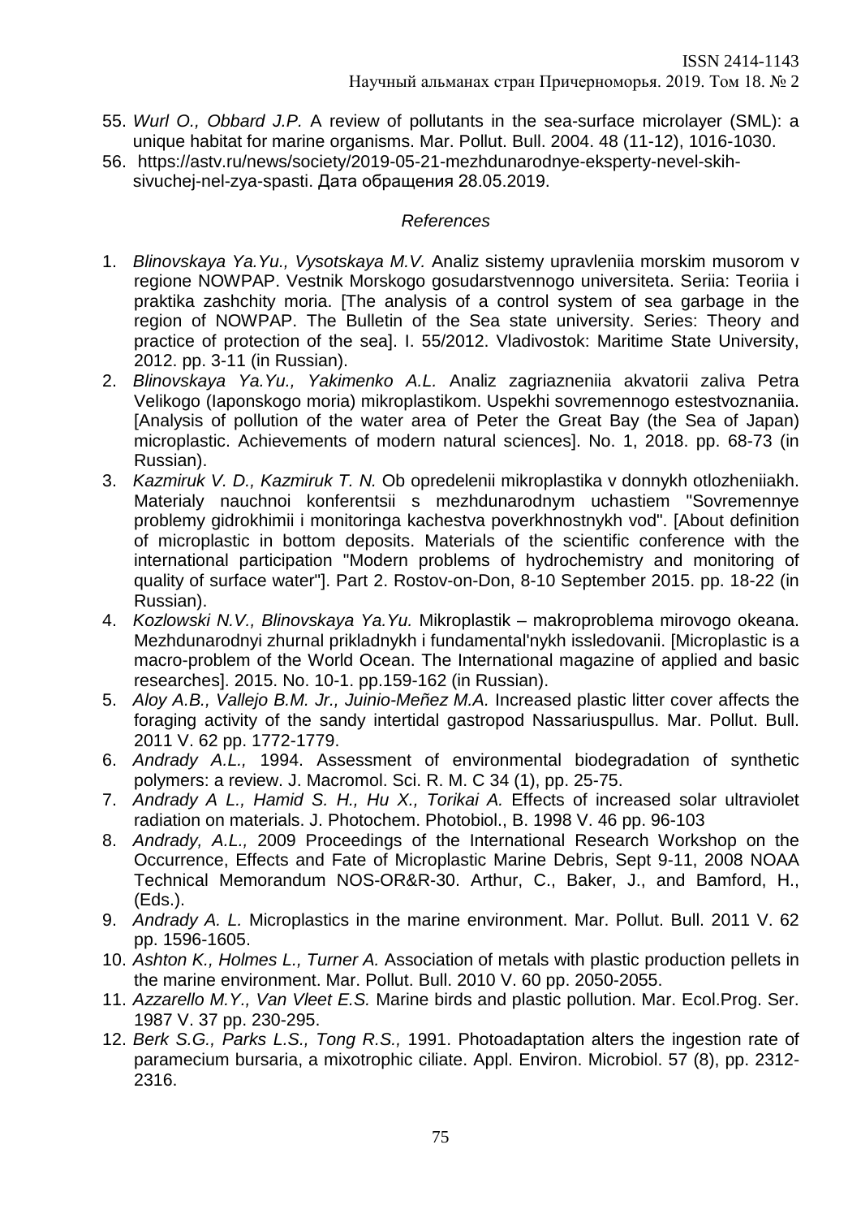55. *Wurl O., Obbard J.P.* A review of pollutants in the sea-surface microlayer (SML): a unique habitat for marine organisms. Mar. Pollut. Bull. 2004. 48 (11-12), 1016-1030.
56. https://astv.ru/news/society/2019-05-21-mezhdunarodnye-eksperty-nevel-skih-sivuchej-nel-zya-spasti. Дата обращения 28.05.2019.

### *References*

1. *Blinovskaya Ya.Yu., Vysotskaya M.V.* Analiz sistemy upravleniia morskim musorom v regione NOWPAP. Vestnik Morskogo gosudarstvennogo universiteta. Seriia: Teoriia i praktika zashchity moria. [The analysis of a control system of sea garbage in the region of NOWPAP. The Bulletin of the Sea state university. Series: Theory and practice of protection of the sea]. I. 55/2012. Vladivostok: Maritime State University, 2012. pp. 3-11 (in Russian).
2. *Blinovskaya Ya.Yu., Yakimenko A.L.* Analiz zagriazneniia akvatorii zaliva Petra Velikogo (Iaponskogo moria) mikroplastikom. Uspekhi sovremennogo estestvoznaniia. [Analysis of pollution of the water area of Peter the Great Bay (the Sea of Japan) microplastic. Achievements of modern natural sciences]. No. 1, 2018. pp. 68-73 (in Russian).
3. *Kazmiruk V. D., Kazmiruk T. N.* Ob opredelenii mikroplastika v donnykh otlozheniiakh. Materialy nauchnoi konferentsii s mezhdunarodnym uchastiem "Sovremennye problemy gidrokhimii i monitoringa kachestva poverkhnostnykh vod". [About definition of microplastic in bottom deposits. Materials of the scientific conference with the international participation "Modern problems of hydrochemistry and monitoring of quality of surface water"]. Part 2. Rostov-on-Don, 8-10 September 2015. pp. 18-22 (in Russian).
4. *Kozlowski N.V., Blinovskaya Ya.Yu.* Mikroplastik – makroproblema mirovogo okeana. Mezhdunarodnyi zhurnal prikladnykh i fundamental'nykh issledovanii. [Microplastic is a macro-problem of the World Ocean. The International magazine of applied and basic researches]. 2015. No. 10-1. pp.159-162 (in Russian).
5. *Aloy A.B., Vallejo B.M. Jr., Juinio-Meñez M.A.* Increased plastic litter cover affects the foraging activity of the sandy intertidal gastropod Nassariuspullus. Mar. Pollut. Bull. 2011 V. 62 pp. 1772-1779.
6. *Andrady A.L.,* 1994. Assessment of environmental biodegradation of synthetic polymers: a review. J. Macromol. Sci. R. M. C 34 (1), pp. 25-75.
7. *Andrady A L., Hamid S. H., Hu X., Torikai A.* Effects of increased solar ultraviolet radiation on materials. J. Photochem. Photobiol., B. 1998 V. 46 pp. 96-103
8. *Andrady, A.L.,* 2009 Proceedings of the International Research Workshop on the Occurrence, Effects and Fate of Microplastic Marine Debris, Sept 9-11, 2008 NOAA Technical Memorandum NOS-OR&R-30. Arthur, C., Baker, J., and Bamford, H., (Eds.).
9. *Andrady A. L.* Microplastics in the marine environment. Mar. Pollut. Bull. 2011 V. 62 pp. 1596-1605.
10. *Ashton K., Holmes L., Turner A.* Association of metals with plastic production pellets in the marine environment. Mar. Pollut. Bull. 2010 V. 60 pp. 2050-2055.
11. *Azzarello M.Y., Van Vleet E.S.* Marine birds and plastic pollution. Mar. Ecol.Prog. Ser. 1987 V. 37 pp. 230-295.
12. *Berk S.G., Parks L.S., Tong R.S.,* 1991. Photoadaptation alters the ingestion rate of paramecium bursaria, a mixotrophic ciliate. Appl. Environ. Microbiol. 57 (8), pp. 2312-2316.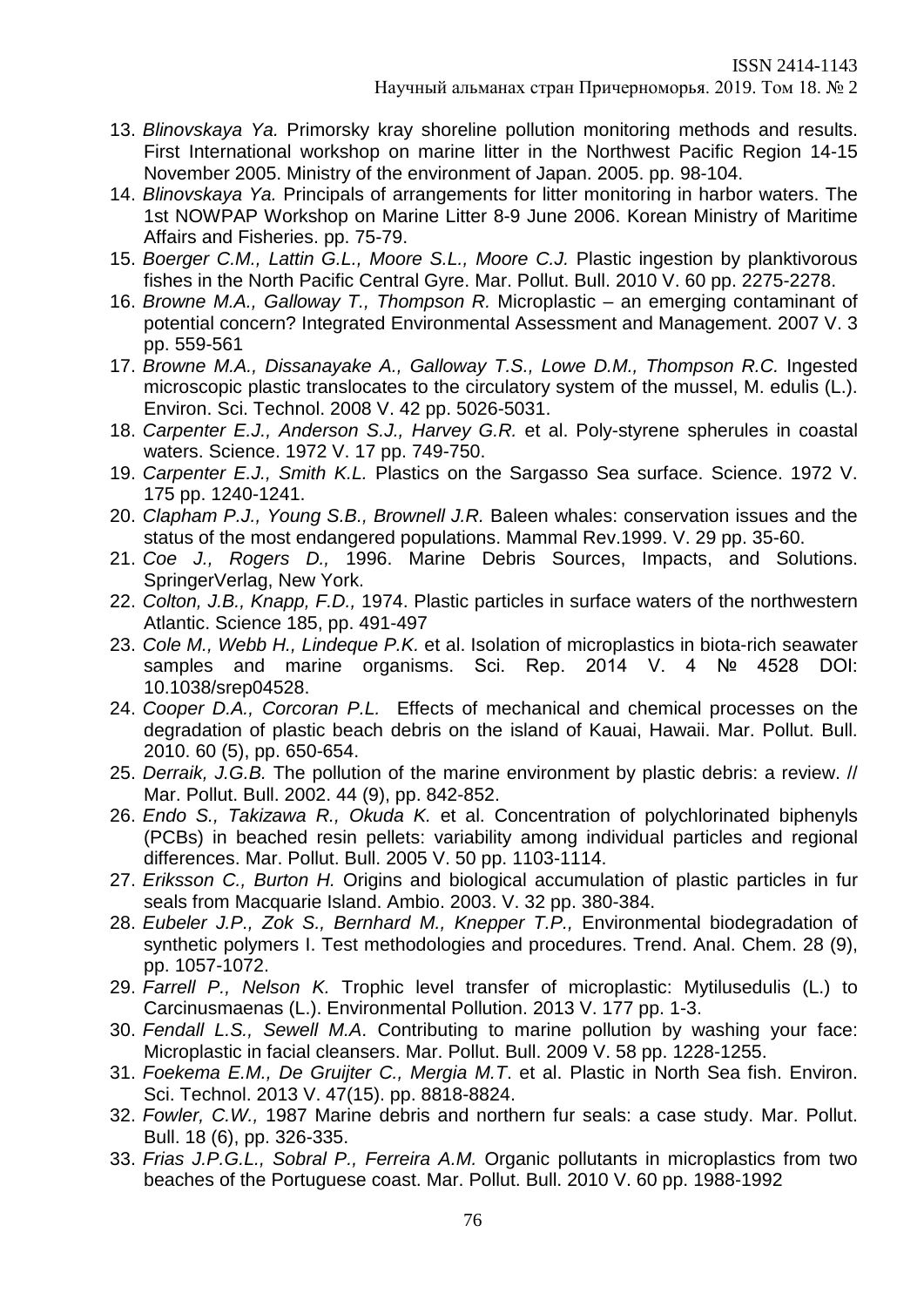13. *Blinovskaya Ya.* Primorsky kray shoreline pollution monitoring methods and results. First International workshop on marine litter in the Northwest Pacific Region 14-15 November 2005. Ministry of the environment of Japan. 2005. pp. 98-104.
14. *Blinovskaya Ya.* Principals of arrangements for litter monitoring in harbor waters. The 1st NOWPAP Workshop on Marine Litter 8-9 June 2006. Korean Ministry of Maritime Affairs and Fisheries. pp. 75-79.
15. *Boerger C.M., Lattin G.L., Moore S.L., Moore C.J.* Plastic ingestion by planktivorous fishes in the North Pacific Central Gyre. Mar. Pollut. Bull. 2010 V. 60 pp. 2275-2278.
16. *Browne M.A., Galloway T., Thompson R.* Microplastic – an emerging contaminant of potential concern? Integrated Environmental Assessment and Management. 2007 V. 3 pp. 559-561
17. *Browne M.A., Dissanayake A., Galloway T.S., Lowe D.M., Thompson R.C.* Ingested microscopic plastic translocates to the circulatory system of the mussel, M. edulis (L.). Environ. Sci. Technol. 2008 V. 42 pp. 5026-5031.
18. *Carpenter E.J., Anderson S.J., Harvey G.R.* et al. Poly-styrene spherules in coastal waters. Science. 1972 V. 17 pp. 749-750.
19. *Carpenter E.J., Smith K.L.* Plastics on the Sargasso Sea surface. Science. 1972 V. 175 pp. 1240-1241.
20. *Clapham P.J., Young S.B., Brownell J.R.* Baleen whales: conservation issues and the status of the most endangered populations. Mammal Rev.1999. V. 29 pp. 35-60.
21. *Coe J., Rogers D.,* 1996. Marine Debris Sources, Impacts, and Solutions. SpringerVerlag, New York.
22. *Colton, J.B., Knapp, F.D.,* 1974. Plastic particles in surface waters of the northwestern Atlantic. Science 185, pp. 491-497
23. *Cole M., Webb H., Lindeque P.K.* et al. Isolation of microplastics in biota-rich seawater samples and marine organisms. Sci. Rep. 2014 V. 4 № 4528 DOI: 10.1038/srep04528.
24. *Cooper D.A., Corcoran P.L.* Effects of mechanical and chemical processes on the degradation of plastic beach debris on the island of Kauai, Hawaii. Mar. Pollut. Bull. 2010. 60 (5), pp. 650-654.
25. *Derraik, J.G.B.* The pollution of the marine environment by plastic debris: a review. // Mar. Pollut. Bull. 2002. 44 (9), pp. 842-852.
26. *Endo S., Takizawa R., Okuda K.* et al. Concentration of polychlorinated biphenyls (PCBs) in beached resin pellets: variability among individual particles and regional differences. Mar. Pollut. Bull. 2005 V. 50 pp. 1103-1114.
27. *Eriksson C., Burton H.* Origins and biological accumulation of plastic particles in fur seals from Macquarie Island. Ambio. 2003. V. 32 pp. 380-384.
28. *Eubeler J.P., Zok S., Bernhard M., Knepper T.P.,* Environmental biodegradation of synthetic polymers I. Test methodologies and procedures. Trend. Anal. Chem. 28 (9), pp. 1057-1072.
29. *Farrell P., Nelson K.* Trophic level transfer of microplastic: Mytilusedulis (L.) to Carcinusmaenas (L.). Environmental Pollution. 2013 V. 177 pp. 1-3.
30. *Fendall L.S., Sewell M.A*. Contributing to marine pollution by washing your face: Microplastic in facial cleansers. Mar. Pollut. Bull. 2009 V. 58 pp. 1228-1255.
31. *Foekema E.M., De Gruijter C., Mergia M.T*. et al. Plastic in North Sea fish. Environ. Sci. Technol. 2013 V. 47(15). pp. 8818-8824.
32. *Fowler, C.W.,* 1987 Marine debris and northern fur seals: a case study. Mar. Pollut. Bull. 18 (6), pp. 326-335.
33. *Frias J.P.G.L., Sobral P., Ferreira A.M.* Organic pollutants in microplastics from two beaches of the Portuguese coast. Mar. Pollut. Bull. 2010 V. 60 pp. 1988-1992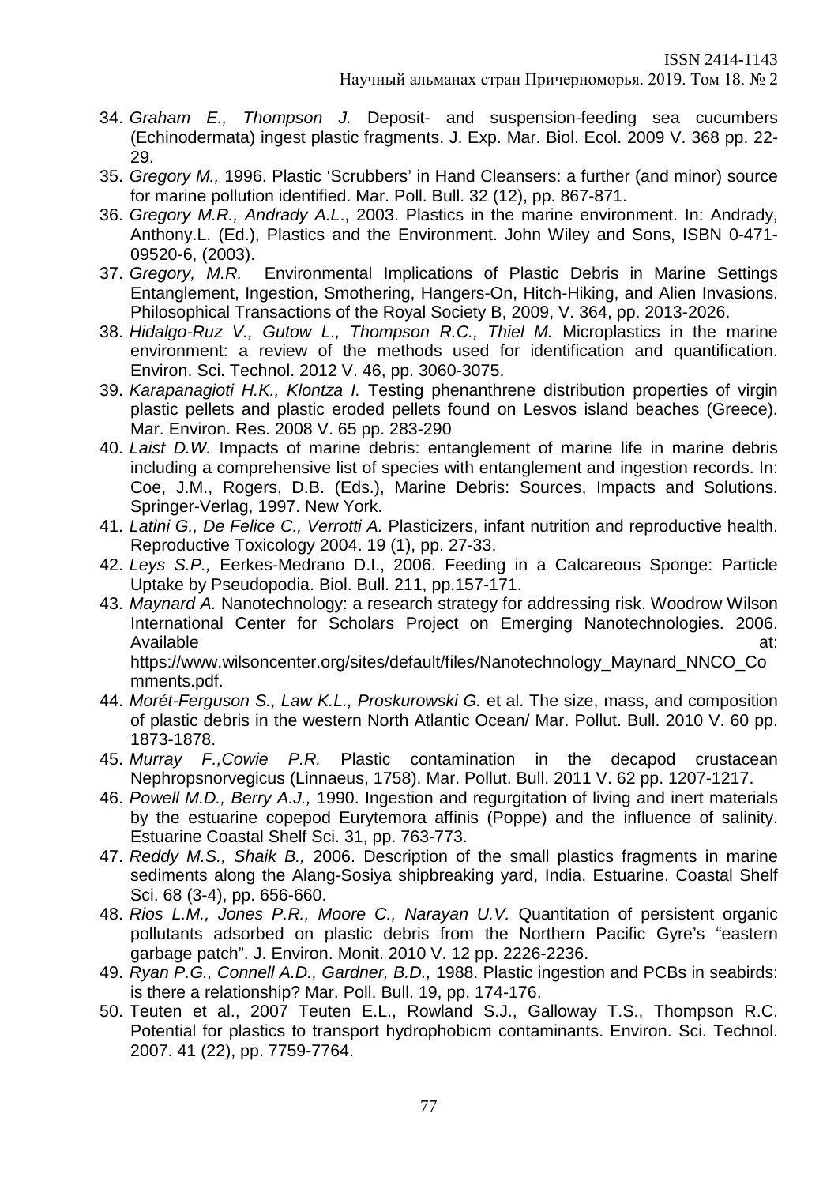34. *Graham E., Thompson J.* Deposit- and suspension-feeding sea cucumbers (Echinodermata) ingest plastic fragments. J. Exp. Mar. Biol. Ecol. 2009 V. 368 pp. 22-29.
35. *Gregory M.,* 1996. Plastic 'Scrubbers' in Hand Cleansers: a further (and minor) source for marine pollution identified. Mar. Poll. Bull. 32 (12), pp. 867-871.
36. *Gregory M.R., Andrady A.L*., 2003. Plastics in the marine environment. In: Andrady, Anthony.L. (Ed.), Plastics and the Environment. John Wiley and Sons, ISBN 0-471-09520-6, (2003).
37. *Gregory, M.R.* Environmental Implications of Plastic Debris in Marine Settings Entanglement, Ingestion, Smothering, Hangers-On, Hitch-Hiking, and Alien Invasions. Philosophical Transactions of the Royal Society B, 2009, V. 364, pp. 2013-2026.
38. *Hidalgo-Ruz V., Gutow L., Thompson R.C., Thiel M.* Microplastics in the marine environment: a review of the methods used for identification and quantification. Environ. Sci. Technol. 2012 V. 46, pp. 3060-3075.
39. *Karapanagioti H.K., Klontza I.* Testing phenanthrene distribution properties of virgin plastic pellets and plastic eroded pellets found on Lesvos island beaches (Greece). Mar. Environ. Res. 2008 V. 65 pp. 283-290
40. *Laist D.W.* Impacts of marine debris: entanglement of marine life in marine debris including a comprehensive list of species with entanglement and ingestion records. In: Coe, J.M., Rogers, D.B. (Eds.), Marine Debris: Sources, Impacts and Solutions. Springer-Verlag, 1997. New York.
41. *Latini G., De Felice C., Verrotti A.* Plasticizers, infant nutrition and reproductive health. Reproductive Toxicology 2004. 19 (1), pp. 27-33.
42. *Leys S.P.,* Eerkes-Medrano D.I., 2006. Feeding in a Calcareous Sponge: Particle Uptake by Pseudopodia. Biol. Bull. 211, pp.157-171.
43. *Maynard A.* Nanotechnology: a research strategy for addressing risk. Woodrow Wilson International Center for Scholars Project on Emerging Nanotechnologies. 2006. Available at: https://www.wilsoncenter.org/sites/default/files/Nanotechnology_Maynard_NNCO_Comments.pdf.
44. *Morét-Ferguson S., Law K.L., Proskurowski G.* et al. The size, mass, and composition of plastic debris in the western North Atlantic Ocean/ Mar. Pollut. Bull. 2010 V. 60 pp. 1873-1878.
45. *Murray F.,Cowie P.R.* Plastic contamination in the decapod crustacean Nephropsnorvegicus (Linnaeus, 1758). Mar. Pollut. Bull. 2011 V. 62 pp. 1207-1217.
46. *Powell M.D., Berry A.J.,* 1990. Ingestion and regurgitation of living and inert materials by the estuarine copepod Eurytemora affinis (Poppe) and the influence of salinity. Estuarine Coastal Shelf Sci. 31, pp. 763-773.
47. *Reddy M.S., Shaik B.,* 2006. Description of the small plastics fragments in marine sediments along the Alang-Sosiya shipbreaking yard, India. Estuarine. Coastal Shelf Sci. 68 (3-4), pp. 656-660.
48. *Rios L.M., Jones P.R., Moore C., Narayan U.V.* Quantitation of persistent organic pollutants adsorbed on plastic debris from the Northern Pacific Gyre's "eastern garbage patch". J. Environ. Monit. 2010 V. 12 pp. 2226-2236.
49. *Ryan P.G., Connell A.D., Gardner, B.D.,* 1988. Plastic ingestion and PCBs in seabirds: is there a relationship? Mar. Poll. Bull. 19, pp. 174-176.
50. Teuten et al., 2007 Teuten E.L., Rowland S.J., Galloway T.S., Thompson R.C. Potential for plastics to transport hydrophobicm contaminants. Environ. Sci. Technol. 2007. 41 (22), pp. 7759-7764.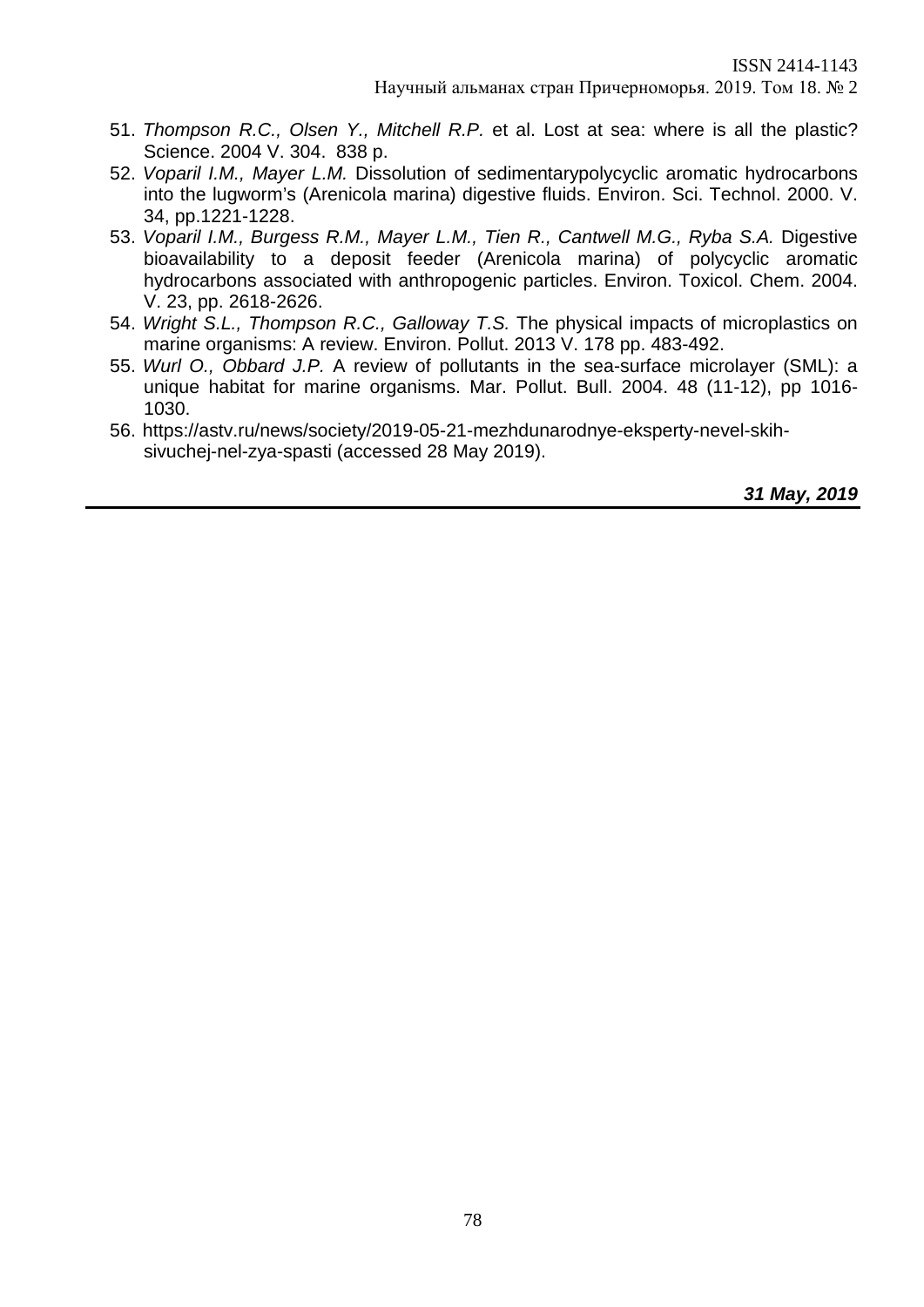51. *Thompson R.C., Olsen Y., Mitchell R.P.* et al. Lost at sea: where is all the plastic? Science. 2004 V. 304. 838 p.
52. *Voparil I.M., Mayer L.M.* Dissolution of sedimentarypolycyclic aromatic hydrocarbons into the lugworm's (Arenicola marina) digestive fluids. Environ. Sci. Technol. 2000. V. 34, pp.1221-1228.
53. *Voparil I.M., Burgess R.M., Mayer L.M., Tien R., Cantwell M.G., Ryba S.A.* Digestive bioavailability to a deposit feeder (Arenicola marina) of polycyclic aromatic hydrocarbons associated with anthropogenic particles. Environ. Toxicol. Chem. 2004. V. 23, pp. 2618-2626.
54. *Wright S.L., Thompson R.C., Galloway T.S.* The physical impacts of microplastics on marine organisms: A review. Environ. Pollut. 2013 V. 178 pp. 483-492.
55. *Wurl O., Obbard J.P.* A review of pollutants in the sea-surface microlayer (SML): a unique habitat for marine organisms. Mar. Pollut. Bull. 2004. 48 (11-12), pp 1016-1030.
56. https://astv.ru/news/society/2019-05-21-mezhdunarodnye-eksperty-nevel-skih-sivuchej-nel-zya-spasti (accessed 28 May 2019).

***31 May, 2019***